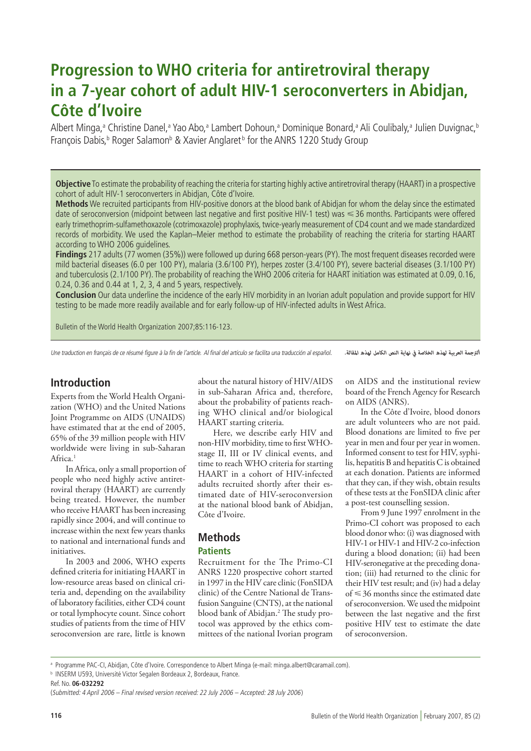# Progression to WHO criteria for antiretroviral therapy in a 7-year cohort of adult HIV-1 seroconverters in Abidjan, Côte d'Ivoire

Albert Minga,[a] Christine Danel,[a] Yao Abo,[a] Lambert Dohoun,[a] Dominique Bonard,[a] Ali Coulibaly,[a] Julien Duvignac,[b] François Dabis,[b] Roger Salamon[b] & Xavier Anglaret[b] for the ANRS 1220 Study Group

**Objective** To estimate the probability of reaching the criteria for starting highly active antiretroviral therapy (HAART) in a prospective cohort of adult HIV-1 seroconverters in Abidjan, Côte d'Ivoire.

**Methods** We recruited participants from HIV-positive donors at the blood bank of Abidjan for whom the delay since the estimated date of seroconversion (midpoint between last negative and first positive HIV-1 test) was ≤ 36 months. Participants were offered early trimethoprim-sulfamethoxazole (cotrimoxazole) prophylaxis, twice-yearly measurement of CD4 count and we made standardized records of morbidity. We used the Kaplan–Meier method to estimate the probability of reaching the criteria for starting HAART according to WHO 2006 guidelines.

**Findings** 217 adults (77 women (35%)) were followed up during 668 person-years (PY). The most frequent diseases recorded were mild bacterial diseases (6.0 per 100 PY), malaria (3.6/100 PY), herpes zoster (3.4/100 PY), severe bacterial diseases (3.1/100 PY) and tuberculosis (2.1/100 PY). The probability of reaching the WHO 2006 criteria for HAART initiation was estimated at 0.09, 0.16, 0.24, 0.36 and 0.44 at 1, 2, 3, 4 and 5 years, respectively.

**Conclusion** Our data underline the incidence of the early HIV morbidity in an Ivorian adult population and provide support for HIV testing to be made more readily available and for early follow-up of HIV-infected adults in West Africa.

Bulletin of the World Health Organization 2007;85:116-123.

*Une traduction en français de ce résumé figure à la fin de l'article. Al final del artículo se facilita una traducción al español.* الترجمة العربية لهذه الخلاصة في نهاية النص الكامل لهذه المقالة.

## Introduction

Experts from the World Health Organization (WHO) and the United Nations Joint Programme on AIDS (UNAIDS) have estimated that at the end of 2005, 65% of the 39 million people with HIV worldwide were living in sub-Saharan Africa.[1]

In Africa, only a small proportion of people who need highly active antiretroviral therapy (HAART) are currently being treated. However, the number who receive HAART has been increasing rapidly since 2004, and will continue to increase within the next few years thanks to national and international funds and initiatives.

In 2003 and 2006, WHO experts defined criteria for initiating HAART in low-resource areas based on clinical criteria and, depending on the availability of laboratory facilities, either CD4 count or total lymphocyte count. Since cohort studies of patients from the time of HIV seroconversion are rare, little is known about the natural history of HIV/AIDS in sub-Saharan Africa and, therefore, about the probability of patients reaching WHO clinical and/or biological HAART starting criteria.

Here, we describe early HIV and non-HIV morbidity, time to first WHO-stage II, III or IV clinical events, and time to reach WHO criteria for starting HAART in a cohort of HIV-infected adults recruited shortly after their estimated date of HIV-seroconversion at the national blood bank of Abidjan, Côte d'Ivoire.

## Methods

### Patients

Recruitment for the The Primo-CI ANRS 1220 prospective cohort started in 1997 in the HIV care clinic (FonSIDA clinic) of the Centre National de Transfusion Sanguine (CNTS), at the national blood bank of Abidjan.[2] The study protocol was approved by the ethics committees of the national Ivorian program on AIDS and the institutional review board of the French Agency for Research on AIDS (ANRS).

In the Côte d'Ivoire, blood donors are adult volunteers who are not paid. Blood donations are limited to five per year in men and four per year in women. Informed consent to test for HIV, syphilis, hepatitis B and hepatitis C is obtained at each donation. Patients are informed that they can, if they wish, obtain results of these tests at the FonSIDA clinic after a post-test counselling session.

From 9 June 1997 enrolment in the Primo-CI cohort was proposed to each blood donor who: (i) was diagnosed with HIV-1 or HIV-1 and HIV-2 co-infection during a blood donation; (ii) had been HIV-seronegative at the preceding donation; (iii) had returned to the clinic for their HIV test result; and (iv) had a delay of ≤ 36 months since the estimated date of seroconversion. We used the midpoint between the last negative and the first positive HIV test to estimate the date of seroconversion.

[a] Programme PAC-CI, Abidjan, Côte d'Ivoire. Correspondence to Albert Minga (e-mail: minga.albert@caramail.com).

[b] INSERM U593, Université Victor Segalen Bordeaux 2, Bordeaux, France.

Ref. No. **06-032292**

(*Submitted: 4 April 2006 – Final revised version received: 22 July 2006 – Accepted: 28 July 2006*)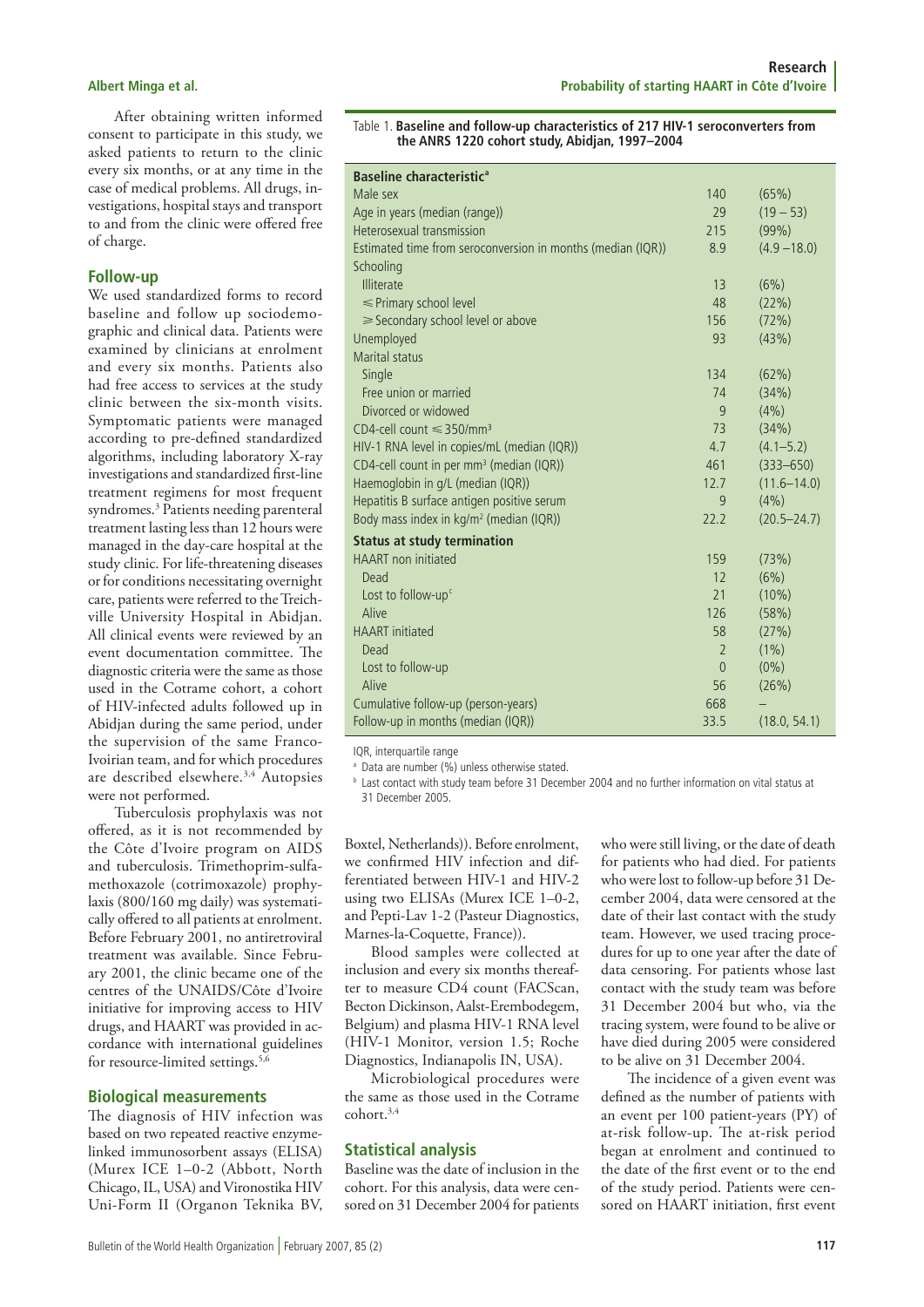After obtaining written informed consent to participate in this study, we asked patients to return to the clinic every six months, or at any time in the case of medical problems. All drugs, investigations, hospital stays and transport to and from the clinic were offered free of charge.

## Follow-up

We used standardized forms to record baseline and follow up sociodemographic and clinical data. Patients were examined by clinicians at enrolment and every six months. Patients also had free access to services at the study clinic between the six-month visits. Symptomatic patients were managed according to pre-defined standardized algorithms, including laboratory X-ray investigations and standardized first-line treatment regimens for most frequent syndromes.[3] Patients needing parenteral treatment lasting less than 12 hours were managed in the day-care hospital at the study clinic. For life-threatening diseases or for conditions necessitating overnight care, patients were referred to the Treichville University Hospital in Abidjan. All clinical events were reviewed by an event documentation committee. The diagnostic criteria were the same as those used in the Cotrame cohort, a cohort of HIV-infected adults followed up in Abidjan during the same period, under the supervision of the same Franco-Ivoirian team, and for which procedures are described elsewhere.[3,4] Autopsies were not performed.

Tuberculosis prophylaxis was not offered, as it is not recommended by the Côte d'Ivoire program on AIDS and tuberculosis. Trimethoprim-sulfamethoxazole (cotrimoxazole) prophylaxis (800/160 mg daily) was systematically offered to all patients at enrolment. Before February 2001, no antiretroviral treatment was available. Since February 2001, the clinic became one of the centres of the UNAIDS/Côte d'Ivoire initiative for improving access to HIV drugs, and HAART was provided in accordance with international guidelines for resource-limited settings.[5,6]

## Biological measurements

The diagnosis of HIV infection was based on two repeated reactive enzyme-linked immunosorbent assays (ELISA) (Murex ICE 1–0-2 (Abbott, North Chicago, IL, USA) and Vironostika HIV Uni-Form II (Organon Teknika BV, Boxtel, Netherlands)). Before enrolment, we confirmed HIV infection and differentiated between HIV-1 and HIV-2 using two ELISAs (Murex ICE 1–0-2, and Pepti-Lav 1-2 (Pasteur Diagnostics, Marnes-la-Coquette, France)).

Blood samples were collected at inclusion and every six months thereafter to measure CD4 count (FACScan, Becton Dickinson, Aalst-Erembodegem, Belgium) and plasma HIV-1 RNA level (HIV-1 Monitor, version 1.5; Roche Diagnostics, Indianapolis IN, USA).

Microbiological procedures were the same as those used in the Cotrame cohort.[3,4]

## Statistical analysis

Baseline was the date of inclusion in the cohort. For this analysis, data were censored on 31 December 2004 for patients who were still living, or the date of death for patients who had died. For patients who were lost to follow-up before 31 December 2004, data were censored at the date of their last contact with the study team. However, we used tracing procedures for up to one year after the date of data censoring. For patients whose last contact with the study team was before 31 December 2004 but who, via the tracing system, were found to be alive or have died during 2005 were considered to be alive on 31 December 2004.

The incidence of a given event was defined as the number of patients with an event per 100 patient-years (PY) of at-risk follow-up. The at-risk period began at enrolment and continued to the date of the first event or to the end of the study period. Patients were censored on HAART initiation, first event

Table 1. **Baseline and follow-up characteristics of 217 HIV-1 seroconverters from the ANRS 1220 cohort study, Abidjan, 1997–2004**

| **Baseline characteristic**[a] | | |
|---|---|---|
| Male sex | 140 | (65%) |
| Age in years (median (range)) | 29 | (19 – 53) |
| Heterosexual transmission | 215 | (99%) |
| Estimated time from seroconversion in months (median (IQR)) | 8.9 | (4.9 –18.0) |
| Schooling | | |
| Illiterate | 13 | (6%) |
| ≤ Primary school level | 48 | (22%) |
| ≥ Secondary school level or above | 156 | (72%) |
| Unemployed | 93 | (43%) |
| Marital status | | |
| Single | 134 | (62%) |
| Free union or married | 74 | (34%) |
| Divorced or widowed | 9 | (4%) |
| CD4-cell count ≤ 350/mm³ | 73 | (34%) |
| HIV-1 RNA level in copies/mL (median (IQR)) | 4.7 | (4.1–5.2) |
| CD4-cell count in per mm³ (median (IQR)) | 461 | (333–650) |
| Haemoglobin in g/L (median (IQR)) | 12.7 | (11.6–14.0) |
| Hepatitis B surface antigen positive serum | 9 | (4%) |
| Body mass index in kg/m² (median (IQR)) | 22.2 | (20.5–24.7) |
| **Status at study termination** | | |
| HAART non initiated | 159 | (73%) |
| Dead | 12 | (6%) |
| Lost to follow-up[c] | 21 | (10%) |
| Alive | 126 | (58%) |
| HAART initiated | 58 | (27%) |
| Dead | 2 | (1%) |
| Lost to follow-up | 0 | (0%) |
| Alive | 56 | (26%) |
| Cumulative follow-up (person-years) | 668 | – |
| Follow-up in months (median (IQR)) | 33.5 | (18.0, 54.1) |

IQR, interquartile range

[a] Data are number (%) unless otherwise stated.

[b] Last contact with study team before 31 December 2004 and no further information on vital status at 31 December 2005.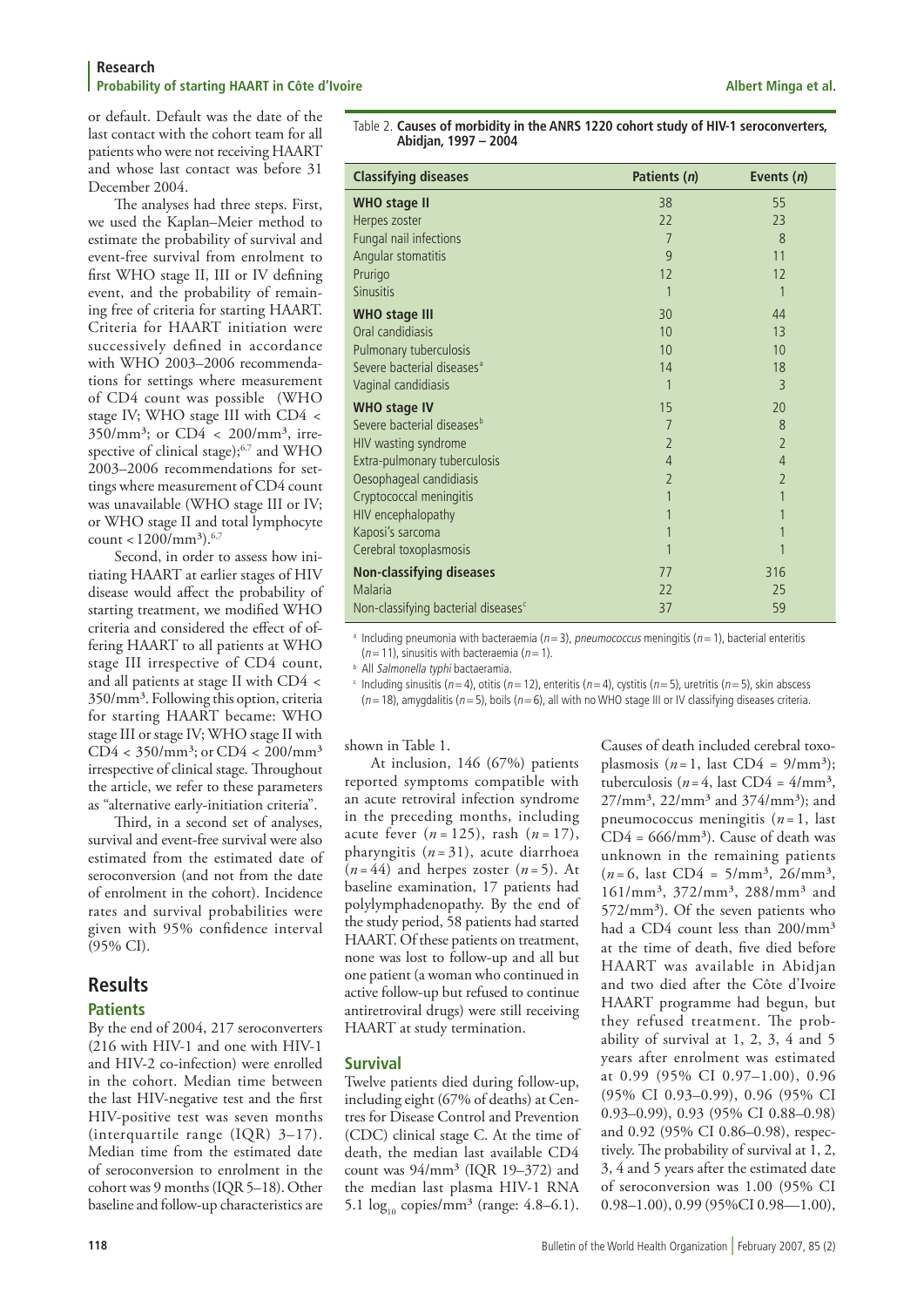or default. Default was the date of the last contact with the cohort team for all patients who were not receiving HAART and whose last contact was before 31 December 2004.

The analyses had three steps. First, we used the Kaplan–Meier method to estimate the probability of survival and event-free survival from enrolment to first WHO stage II, III or IV defining event, and the probability of remaining free of criteria for starting HAART. Criteria for HAART initiation were successively defined in accordance with WHO 2003–2006 recommendations for settings where measurement of CD4 count was possible (WHO stage IV; WHO stage III with CD4 < 350/mm³; or CD4 < 200/mm³, irrespective of clinical stage);[6,7] and WHO 2003–2006 recommendations for settings where measurement of CD4 count was unavailable (WHO stage III or IV; or WHO stage II and total lymphocyte count < 1200/mm³).[6,7]

Second, in order to assess how initiating HAART at earlier stages of HIV disease would affect the probability of starting treatment, we modified WHO criteria and considered the effect of offering HAART to all patients at WHO stage III irrespective of CD4 count, and all patients at stage II with CD4 < 350/mm³. Following this option, criteria for starting HAART became: WHO stage III or stage IV; WHO stage II with CD4 < 350/mm³; or CD4 < 200/mm³ irrespective of clinical stage. Throughout the article, we refer to these parameters as "alternative early-initiation criteria".

Third, in a second set of analyses, survival and event-free survival were also estimated from the estimated date of seroconversion (and not from the date of enrolment in the cohort). Incidence rates and survival probabilities were given with 95% confidence interval (95% CI).

## Results

### Patients

By the end of 2004, 217 seroconverters (216 with HIV-1 and one with HIV-1 and HIV-2 co-infection) were enrolled in the cohort. Median time between the last HIV-negative test and the first HIV-positive test was seven months (interquartile range (IQR) 3–17). Median time from the estimated date of seroconversion to enrolment in the cohort was 9 months (IQR 5–18). Other baseline and follow-up characteristics are shown in Table 1.

At inclusion, 146 (67%) patients reported symptoms compatible with an acute retroviral infection syndrome in the preceding months, including acute fever ($n = 125$), rash ($n = 17$), pharyngitis ($n = 31$), acute diarrhoea ($n = 44$) and herpes zoster ($n = 5$). At baseline examination, 17 patients had polylymphadenopathy. By the end of the study period, 58 patients had started HAART. Of these patients on treatment, none was lost to follow-up and all but one patient (a woman who continued in active follow-up but refused to continue antiretroviral drugs) were still receiving HAART at study termination.

### Survival

Twelve patients died during follow-up, including eight (67% of deaths) at Centres for Disease Control and Prevention (CDC) clinical stage C. At the time of death, the median last available CD4 count was 94/mm³ (IQR 19–372) and the median last plasma HIV-1 RNA 5.1 $\log_{10}$ copies/mm³ (range: 4.8–6.1). Causes of death included cerebral toxoplasmosis ($n = 1$, last CD4 = 9/mm³); tuberculosis ($n = 4$, last CD4 = 4/mm³, 27/mm³, 22/mm³ and 374/mm³); and pneumococcus meningitis ($n = 1$, last CD4 = 666/mm³). Cause of death was unknown in the remaining patients ($n = 6$, last CD4 = 5/mm³, 26/mm³, 161/mm³, 372/mm³, 288/mm³ and 572/mm³). Of the seven patients who had a CD4 count less than 200/mm³ at the time of death, five died before HAART was available in Abidjan and two died after the Côte d'Ivoire HAART programme had begun, but they refused treatment. The probability of survival at 1, 2, 3, 4 and 5 years after enrolment was estimated at 0.99 (95% CI 0.97–1.00), 0.96 (95% CI 0.93–0.99), 0.96 (95% CI 0.93–0.99), 0.93 (95% CI 0.88–0.98) and 0.92 (95% CI 0.86–0.98), respectively. The probability of survival at 1, 2, 3, 4 and 5 years after the estimated date of seroconversion was 1.00 (95% CI 0.98–1.00), 0.99 (95%CI 0.98—1.00),

Table 2. **Causes of morbidity in the ANRS 1220 cohort study of HIV-1 seroconverters, Abidjan, 1997 – 2004**

| Classifying diseases | Patients (*n*) | Events (*n*) |
|---|---|---|
| **WHO stage II** | 38 | 55 |
| Herpes zoster | 22 | 23 |
| Fungal nail infections | 7 | 8 |
| Angular stomatitis | 9 | 11 |
| Prurigo | 12 | 12 |
| Sinusitis | 1 | 1 |
| **WHO stage III** | 30 | 44 |
| Oral candidiasis | 10 | 13 |
| Pulmonary tuberculosis | 10 | 10 |
| Severe bacterial diseases[a] | 14 | 18 |
| Vaginal candidiasis | 1 | 3 |
| **WHO stage IV** | 15 | 20 |
| Severe bacterial diseases[b] | 7 | 8 |
| HIV wasting syndrome | 2 | 2 |
| Extra-pulmonary tuberculosis | 4 | 4 |
| Oesophageal candidiasis | 2 | 2 |
| Cryptococcal meningitis | 1 | 1 |
| HIV encephalopathy | 1 | 1 |
| Kaposi's sarcoma | 1 | 1 |
| Cerebral toxoplasmosis | 1 | 1 |
| **Non-classifying diseases** | 77 | 316 |
| Malaria | 22 | 25 |
| Non-classifying bacterial diseases[c] | 37 | 59 |

[a] Including pneumonia with bacteraemia ($n = 3$), *pneumococcus* meningitis ($n = 1$), bacterial enteritis ($n = 11$), sinusitis with bacteraemia ($n = 1$).

[b] All *Salmonella typhi* bactaeramia.

[c] Including sinusitis ($n = 4$), otitis ($n = 12$), enteritis ($n = 4$), cystitis ($n = 5$), uretritis ($n = 5$), skin abscess ($n = 18$), amygdalitis ($n = 5$), boils ($n = 6$), all with no WHO stage III or IV classifying diseases criteria.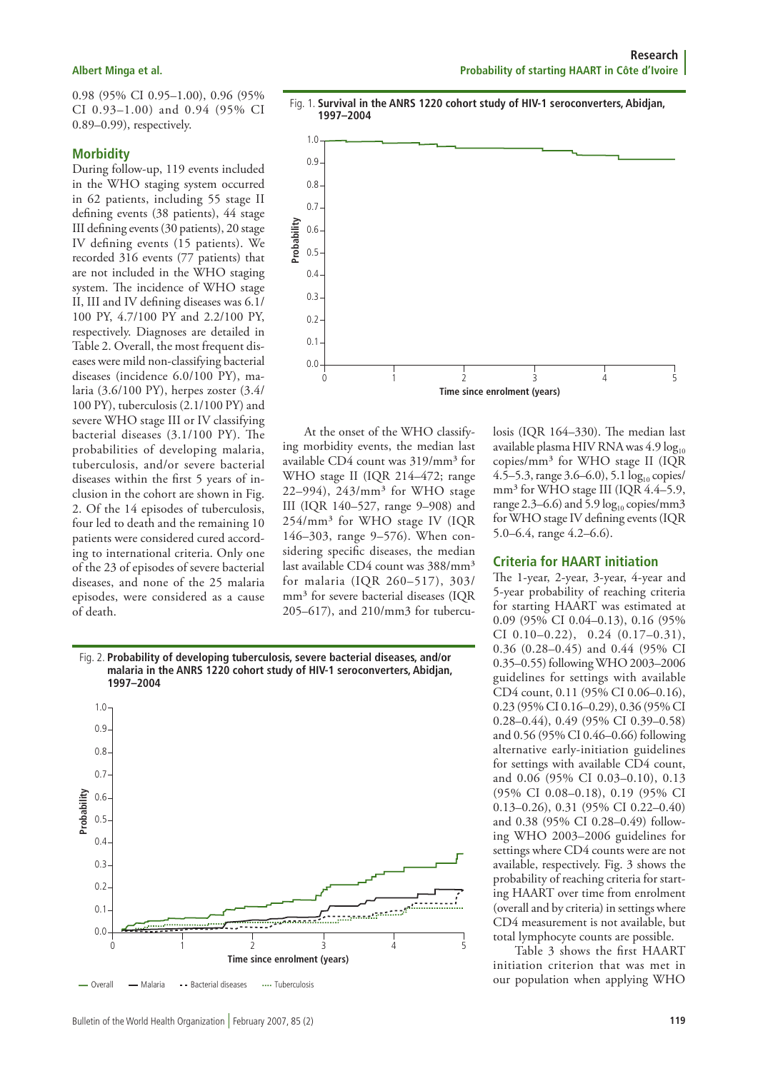0.98 (95% CI 0.95–1.00), 0.96 (95% CI 0.93–1.00) and 0.94 (95% CI 0.89–0.99), respectively.

## Morbidity

During follow-up, 119 events included in the WHO staging system occurred in 62 patients, including 55 stage II defining events (38 patients), 44 stage III defining events (30 patients), 20 stage IV defining events (15 patients). We recorded 316 events (77 patients) that are not included in the WHO staging system. The incidence of WHO stage II, III and IV defining diseases was 6.1/100 PY, 4.7/100 PY and 2.2/100 PY, respectively. Diagnoses are detailed in Table 2. Overall, the most frequent diseases were mild non-classifying bacterial diseases (incidence 6.0/100 PY), malaria (3.6/100 PY), herpes zoster (3.4/100 PY), tuberculosis (2.1/100 PY) and severe WHO stage III or IV classifying bacterial diseases (3.1/100 PY). The probabilities of developing malaria, tuberculosis, and/or severe bacterial diseases within the first 5 years of inclusion in the cohort are shown in Fig. 2. Of the 14 episodes of tuberculosis, four led to death and the remaining 10 patients were considered cured according to international criteria. Only one of the 23 of episodes of severe bacterial diseases, and none of the 25 malaria episodes, were considered as a cause of death.

Fig. 1. **Survival in the ANRS 1220 cohort study of HIV-1 seroconverters, Abidjan, 1997–2004**

At the onset of the WHO classifying morbidity events, the median last available CD4 count was 319/mm³ for WHO stage II (IQR 214–472; range 22–994), 243/mm³ for WHO stage III (IQR 140–527, range 9–908) and 254/mm³ for WHO stage IV (IQR 146–303, range 9–576). When considering specific diseases, the median last available CD4 count was 388/mm³ for malaria (IQR 260–517), 303/mm³ for severe bacterial diseases (IQR 205–617), and 210/mm3 for tuberculosis (IQR 164–330). The median last available plasma HIV RNA was 4.9 $\log_{10}$ copies/mm³ for WHO stage II (IQR 4.5–5.3, range 3.6–6.0), 5.1 $\log_{10}$ copies/mm³ for WHO stage III (IQR 4.4–5.9, range 2.3–6.6) and 5.9 $\log_{10}$ copies/mm3 for WHO stage IV defining events (IQR 5.0–6.4, range 4.2–6.6).

## Criteria for HAART initiation

The 1-year, 2-year, 3-year, 4-year and 5-year probability of reaching criteria for starting HAART was estimated at 0.09 (95% CI 0.04–0.13), 0.16 (95% CI 0.10–0.22), 0.24 (0.17–0.31), 0.36 (0.28–0.45) and 0.44 (95% CI 0.35–0.55) following WHO 2003–2006 guidelines for settings with available CD4 count, 0.11 (95% CI 0.06–0.16), 0.23 (95% CI 0.16–0.29), 0.36 (95% CI 0.28–0.44), 0.49 (95% CI 0.39–0.58) and 0.56 (95% CI 0.46–0.66) following alternative early-initiation guidelines for settings with available CD4 count, and 0.06 (95% CI 0.03–0.10), 0.13 (95% CI 0.08–0.18), 0.19 (95% CI 0.13–0.26), 0.31 (95% CI 0.22–0.40) and 0.38 (95% CI 0.28–0.49) following WHO 2003–2006 guidelines for settings where CD4 counts were are not available, respectively. Fig. 3 shows the probability of reaching criteria for starting HAART over time from enrolment (overall and by criteria) in settings where CD4 measurement is not available, but total lymphocyte counts are possible.

Table 3 shows the first HAART initiation criterion that was met in our population when applying WHO

Fig. 2. **Probability of developing tuberculosis, severe bacterial diseases, and/or malaria in the ANRS 1220 cohort study of HIV-1 seroconverters, Abidjan, 1997–2004**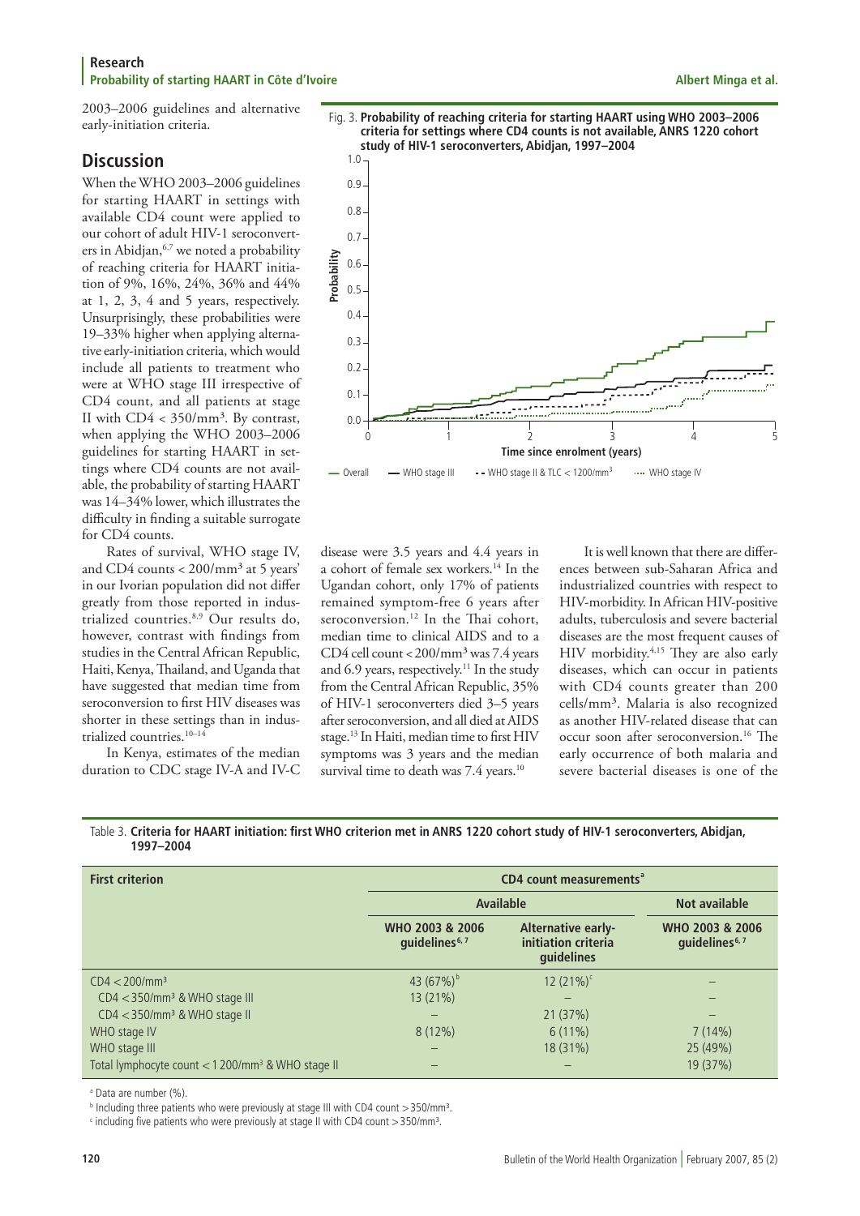2003–2006 guidelines and alternative early-initiation criteria.

## Discussion

When the WHO 2003–2006 guidelines for starting HAART in settings with available CD4 count were applied to our cohort of adult HIV-1 seroconverters in Abidjan,[6,7] we noted a probability of reaching criteria for HAART initiation of 9%, 16%, 24%, 36% and 44% at 1, 2, 3, 4 and 5 years, respectively. Unsurprisingly, these probabilities were 19–33% higher when applying alternative early-initiation criteria, which would include all patients to treatment who were at WHO stage III irrespective of CD4 count, and all patients at stage II with CD4 < 350/mm³. By contrast, when applying the WHO 2003–2006 guidelines for starting HAART in settings where CD4 counts are not available, the probability of starting HAART was 14–34% lower, which illustrates the difficulty in finding a suitable surrogate for CD4 counts.

Rates of survival, WHO stage IV, and CD4 counts < 200/mm³ at 5 years' in our Ivorian population did not differ greatly from those reported in industrialized countries.[8,9] Our results do, however, contrast with findings from studies in the Central African Republic, Haiti, Kenya, Thailand, and Uganda that have suggested that median time from seroconversion to first HIV diseases was shorter in these settings than in industrialized countries.[10–14]

In Kenya, estimates of the median duration to CDC stage IV-A and IV-C disease were 3.5 years and 4.4 years in a cohort of female sex workers.[14] In the Ugandan cohort, only 17% of patients remained symptom-free 6 years after seroconversion.[12] In the Thai cohort, median time to clinical AIDS and to a CD4 cell count < 200/mm³ was 7.4 years and 6.9 years, respectively.[11] In the study from the Central African Republic, 35% of HIV-1 seroconverters died 3–5 years after seroconversion, and all died at AIDS stage.[13] In Haiti, median time to first HIV symptoms was 3 years and the median survival time to death was 7.4 years.[10]

It is well known that there are differences between sub-Saharan Africa and industrialized countries with respect to HIV-morbidity. In African HIV-positive adults, tuberculosis and severe bacterial diseases are the most frequent causes of HIV morbidity.[4,15] They are also early diseases, which can occur in patients with CD4 counts greater than 200 cells/mm³. Malaria is also recognized as another HIV-related disease that can occur soon after seroconversion.[16] The early occurrence of both malaria and severe bacterial diseases is one of the

Fig. 3. **Probability of reaching criteria for starting HAART using WHO 2003–2006 criteria for settings where CD4 counts is not available, ANRS 1220 cohort study of HIV-1 seroconverters, Abidjan, 1997–2004**

Table 3. **Criteria for HAART initiation: first WHO criterion met in ANRS 1220 cohort study of HIV-1 seroconverters, Abidjan, 1997–2004**

| First criterion | CD4 count measurements[a] | | |
|---|---|---|---|
| | Available | | Not available |
| | WHO 2003 & 2006 guidelines[6,7] | Alternative early-initiation criteria guidelines | WHO 2003 & 2006 guidelines[6,7] |
| CD4 < 200/mm³ | 43 (67%)[b] | 12 (21%)[c] | – |
| CD4 < 350/mm³ & WHO stage III | 13 (21%) | – | – |
| CD4 < 350/mm³ & WHO stage II | – | 21 (37%) | – |
| WHO stage IV | 8 (12%) | 6 (11%) | 7 (14%) |
| WHO stage III | – | 18 (31%) | 25 (49%) |
| Total lymphocyte count < 1 200/mm³ & WHO stage II | – | – | 19 (37%) |

[a] Data are number (%).

[b] Including three patients who were previously at stage III with CD4 count > 350/mm³.

[c] including five patients who were previously at stage II with CD4 count > 350/mm³.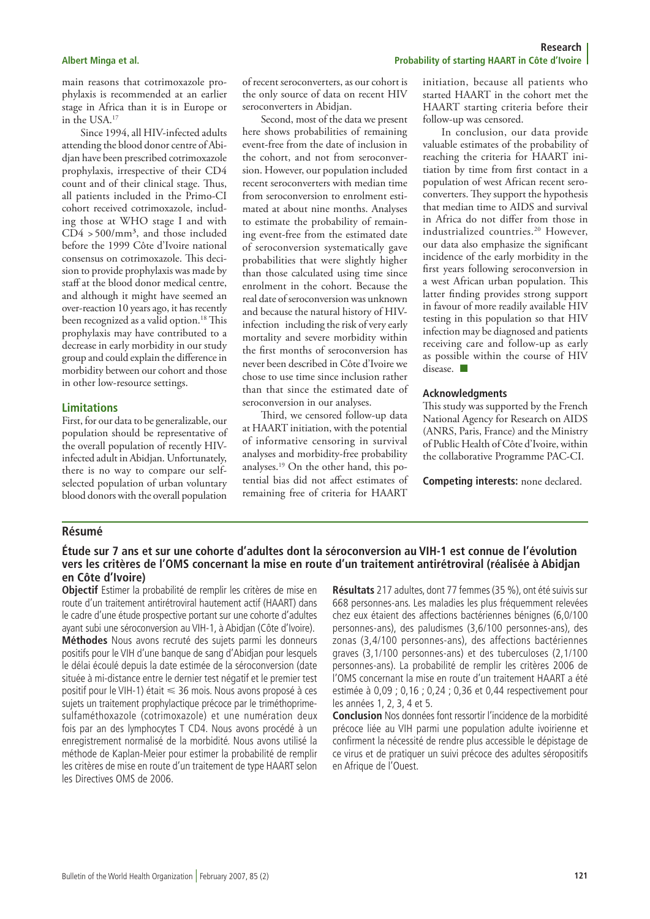main reasons that cotrimoxazole prophylaxis is recommended at an earlier stage in Africa than it is in Europe or in the USA.[17]

Since 1994, all HIV-infected adults attending the blood donor centre of Abidjan have been prescribed cotrimoxazole prophylaxis, irrespective of their CD4 count and of their clinical stage. Thus, all patients included in the Primo-CI cohort received cotrimoxazole, including those at WHO stage I and with CD4 > 500/mm³, and those included before the 1999 Côte d'Ivoire national consensus on cotrimoxazole. This decision to provide prophylaxis was made by staff at the blood donor medical centre, and although it might have seemed an over-reaction 10 years ago, it has recently been recognized as a valid option.[18] This prophylaxis may have contributed to a decrease in early morbidity in our study group and could explain the difference in morbidity between our cohort and those in other low-resource settings.

## Limitations

First, for our data to be generalizable, our population should be representative of the overall population of recently HIV-infected adult in Abidjan. Unfortunately, there is no way to compare our self-selected population of urban voluntary blood donors with the overall population of recent seroconverters, as our cohort is the only source of data on recent HIV seroconverters in Abidjan.

Second, most of the data we present here shows probabilities of remaining event-free from the date of inclusion in the cohort, and not from seroconversion. However, our population included recent seroconverters with median time from seroconversion to enrolment estimated at about nine months. Analyses to estimate the probability of remaining event-free from the estimated date of seroconversion systematically gave probabilities that were slightly higher than those calculated using time since enrolment in the cohort. Because the real date of seroconversion was unknown and because the natural history of HIV-infection including the risk of very early mortality and severe morbidity within the first months of seroconversion has never been described in Côte d'Ivoire we chose to use time since inclusion rather than that since the estimated date of seroconversion in our analyses.

Third, we censored follow-up data at HAART initiation, with the potential of informative censoring in survival analyses and morbidity-free probability analyses.[19] On the other hand, this potential bias did not affect estimates of remaining free of criteria for HAART initiation, because all patients who started HAART in the cohort met the HAART starting criteria before their follow-up was censored.

In conclusion, our data provide valuable estimates of the probability of reaching the criteria for HAART initiation by time from first contact in a population of west African recent seroconverters. They support the hypothesis that median time to AIDS and survival in Africa do not differ from those in industrialized countries.[20] However, our data also emphasize the significant incidence of the early morbidity in the first years following seroconversion in a west African urban population. This latter finding provides strong support in favour of more readily available HIV testing in this population so that HIV infection may be diagnosed and patients receiving care and follow-up as early as possible within the course of HIV disease. ■

### Acknowledgments

This study was supported by the French National Agency for Research on AIDS (ANRS, Paris, France) and the Ministry of Public Health of Côte d'Ivoire, within the collaborative Programme PAC-CI.

**Competing interests:** none declared.

## Résumé

### Étude sur 7 ans et sur une cohorte d'adultes dont la séroconversion au VIH-1 est connue de l'évolution vers les critères de l'OMS concernant la mise en route d'un traitement antirétroviral (réalisée à Abidjan en Côte d'Ivoire)

**Objectif** Estimer la probabilité de remplir les critères de mise en route d'un traitement antirétroviral hautement actif (HAART) dans le cadre d'une étude prospective portant sur une cohorte d'adultes ayant subi une séroconversion au VIH-1, à Abidjan (Côte d'Ivoire).

**Méthodes** Nous avons recruté des sujets parmi les donneurs positifs pour le VIH d'une banque de sang d'Abidjan pour lesquels le délai écoulé depuis la date estimée de la séroconversion (date située à mi-distance entre le dernier test négatif et le premier test positif pour le VIH-1) était ≤ 36 mois. Nous avons proposé à ces sujets un traitement prophylactique précoce par le triméthoprime-sulfaméthoxazole (cotrimoxazole) et une numération deux fois par an des lymphocytes T CD4. Nous avons procédé à un enregistrement normalisé de la morbidité. Nous avons utilisé la méthode de Kaplan-Meier pour estimer la probabilité de remplir les critères de mise en route d'un traitement de type HAART selon les Directives OMS de 2006.

**Résultats** 217 adultes, dont 77 femmes (35 %), ont été suivis sur 668 personnes-ans. Les maladies les plus fréquemment relevées chez eux étaient des affections bactériennes bénignes (6,0/100 personnes-ans), des paludismes (3,6/100 personnes-ans), des zonas (3,4/100 personnes-ans), des affections bactériennes graves (3,1/100 personnes-ans) et des tuberculoses (2,1/100 personnes-ans). La probabilité de remplir les critères 2006 de l'OMS concernant la mise en route d'un traitement HAART a été estimée à 0,09 ; 0,16 ; 0,24 ; 0,36 et 0,44 respectivement pour les années 1, 2, 3, 4 et 5.

**Conclusion** Nos données font ressortir l'incidence de la morbidité précoce liée au VIH parmi une population adulte ivoirienne et confirment la nécessité de rendre plus accessible le dépistage de ce virus et de pratiquer un suivi précoce des adultes séropositifs en Afrique de l'Ouest.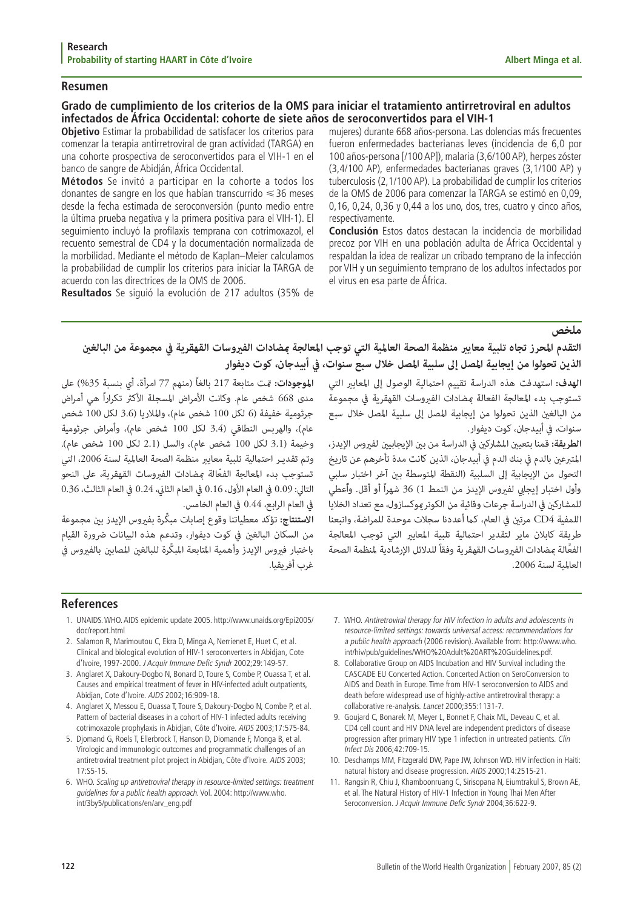## Resumen

### Grado de cumplimiento de los criterios de la OMS para iniciar el tratamiento antirretroviral en adultos infectados de África Occidental: cohorte de siete años de seroconvertidos para el VIH-1

**Objetivo** Estimar la probabilidad de satisfacer los criterios para comenzar la terapia antirretroviral de gran actividad (TARGA) en una cohorte prospectiva de seroconvertidos para el VIH-1 en el banco de sangre de Abidján, África Occidental.

**Métodos** Se invitó a participar en la cohorte a todos los donantes de sangre en los que habían transcurrido ≤ 36 meses desde la fecha estimada de seroconversión (punto medio entre la última prueba negativa y la primera positiva para el VIH-1). El seguimiento incluyó la profilaxis temprana con cotrimoxazol, el recuento semestral de CD4 y la documentación normalizada de la morbilidad. Mediante el método de Kaplan–Meier calculamos la probabilidad de cumplir los criterios para iniciar la TARGA de acuerdo con las directrices de la OMS de 2006.

**Resultados** Se siguió la evolución de 217 adultos (35% de mujeres) durante 668 años-persona. Las dolencias más frecuentes fueron enfermedades bacterianas leves (incidencia de 6,0 por 100 años-persona [/100 AP]), malaria (3,6/100 AP), herpes zóster (3,4/100 AP), enfermedades bacterianas graves (3,1/100 AP) y tuberculosis (2,1/100 AP). La probabilidad de cumplir los criterios de la OMS de 2006 para comenzar la TARGA se estimó en 0,09, 0,16, 0,24, 0,36 y 0,44 a los uno, dos, tres, cuatro y cinco años, respectivamente.

**Conclusión** Estos datos destacan la incidencia de morbilidad precoz por VIH en una población adulta de África Occidental y respaldan la idea de realizar un cribado temprano de la infección por VIH y un seguimiento temprano de los adultos infectados por el virus en esa parte de África.

## ملخص

### التقدم المحرز تجاه تلبية معايير منظمة الصحة العالمية التي توجب المعالجة بمضادات الفيروسات القهقرية في مجموعة من البالغين الذين تحولوا من إيجابية المصل إلى سلبية المصل خلال سبع سنوات، في أبيدجان، كوت ديفوار

**الهدف:** استهدفت هذه الدراسة تقييم احتمالية الوصول إلى المعايير التي تستوجب بدء المعالجة الفعالة بمضادات الفيروسات القهقرية في مجموعة من البالغين الذين تحولوا من إيجابية المصل إلى سلبية المصل خلال سبع سنوات، في أبيدجان، كوت ديفوار.

**الطريقة:** قمنا بتعيين المشاركين في الدراسة من بين الإيجابيين لفيروس الإيدز، المتبرعين بالدم في بنك الدم في أبيدجان، الذين كانت مدة تأخرهم عن تاريخ التحول من الإيجابية إلى السلبية (النقطة المتوسطة بين آخر اختبار سلبي وأول اختبار إيجابي لفيروس الإيدز من النمط 1) 36 شهراً أو أقل. وأُعطي للمشاركين في الدراسة جرعات وقائية من الكوتريموكسازول، مع تعداد الخلايا اللمفية CD4 مرتين في العام، كما أعددنا سجلات موحدة للمراضة، واتبعنا طريقة كابلان ماير لتقدير احتمالية تلبية المعايير التي توجب المعالجة الفعّالة بمضادات الفيروسات القهقرية وفقاً للدلائل الإرشادية لمنظمة الصحة العالمية لسنة 2006.

**الموجودات:** تمت متابعة 217 بالغاً (منهم 77 امرأة، أي بنسبة 35%) على مدى 668 شخص عام. وكانت الأمراض المسجلة الأكثر تكراراً هي أمراض جرثومية خفيفة (6 لكل 100 شخص عام)، والملاريا (3.6 لكل 100 شخص عام)، والهربس النطاقي (3.4 لكل 100 شخص عام)، وأمراض جرثومية وخيمة (3.1 لكل 100 شخص عام)، والسل (2.1 لكل 100 شخص عام). وتم تقدير احتمالية تلبية معايير منظمة الصحة العالمية لسنة 2006، التي تستوجب بدء المعالجة الفعّالة بمضادات الفيروسات القهقرية، على النحو التالي: 0.09 في العام الأول، 0.16 في العام الثاني، 0.24 في العام الثالث، 0.36 في العام الرابع، 0.44 في العام الخامس.

**الاستنتاج:** تؤكد معطياتنا وقوع إصابات مبكِّرة بفيروس الإيدز بين مجموعة من السكان البالغين في كوت ديفوار، وتدعم هذه البيانات ضرورة القيام باختبار فيروس الإيدز وأهمية المتابعة المبكِّرة للبالغين المصابين بالفيروس في غرب أفريقيا.

## References

1. UNAIDS. WHO. AIDS epidemic update 2005. http://www.unaids.org/Epi2005/doc/report.html
2. Salamon R, Marimoutou C, Ekra D, Minga A, Nerrienet E, Huet C, et al. Clinical and biological evolution of HIV-1 seroconverters in Abidjan, Cote d'Ivoire, 1997-2000. *J Acquir Immune Defic Syndr* 2002;29:149-57.
3. Anglaret X, Dakoury-Dogbo N, Bonard D, Toure S, Combe P, Ouassa T, et al. Causes and empirical treatment of fever in HIV-infected adult outpatients, Abidjan, Cote d'Ivoire. *AIDS* 2002;16:909-18.
4. Anglaret X, Messou E, Ouassa T, Toure S, Dakoury-Dogbo N, Combe P, et al. Pattern of bacterial diseases in a cohort of HIV-1 infected adults receiving cotrimoxazole prophylaxis in Abidjan, Côte d'Ivoire. *AIDS* 2003;17:575-84.
5. Djomand G, Roels T, Ellerbrock T, Hanson D, Diomande F, Monga B, et al. Virologic and immunologic outcomes and programmatic challenges of an antiretroviral treatment pilot project in Abidjan, Côte d'Ivoire. *AIDS* 2003; 17:S5-15.
6. WHO. *Scaling up antiretroviral therapy in resource-limited settings: treatment guidelines for a public health approach*. Vol. 2004: http://www.who.int/3by5/publications/en/arv_eng.pdf
7. WHO. *Antiretroviral therapy for HIV infection in adults and adolescents in resource-limited settings: towards universal access: recommendations for a public health approach* (2006 revision). Available from: http://www.who.int/hiv/pub/guidelines/WHO%20Adult%20ART%20Guidelines.pdf.
8. Collaborative Group on AIDS Incubation and HIV Survival including the CASCADE EU Concerted Action. Concerted Action on SeroConversion to AIDS and Death in Europe. Time from HIV-1 seroconversion to AIDS and death before widespread use of highly-active antiretroviral therapy: a collaborative re-analysis. *Lancet* 2000;355:1131-7.
9. Goujard C, Bonarek M, Meyer L, Bonnet F, Chaix ML, Deveau C, et al. CD4 cell count and HIV DNA level are independent predictors of disease progression after primary HIV type 1 infection in untreated patients. *Clin Infect Dis* 2006;42:709-15.
10. Deschamps MM, Fitzgerald DW, Pape JW, Johnson WD. HIV infection in Haiti: natural history and disease progression. *AIDS* 2000;14:2515-21.
11. Rangsin R, Chiu J, Khamboonruang C, Sirisopana N, Eiumtrakul S, Brown AE, et al. The Natural History of HIV-1 Infection in Young Thai Men After Seroconversion. *J Acquir Immune Defic Syndr* 2004;36:622-9.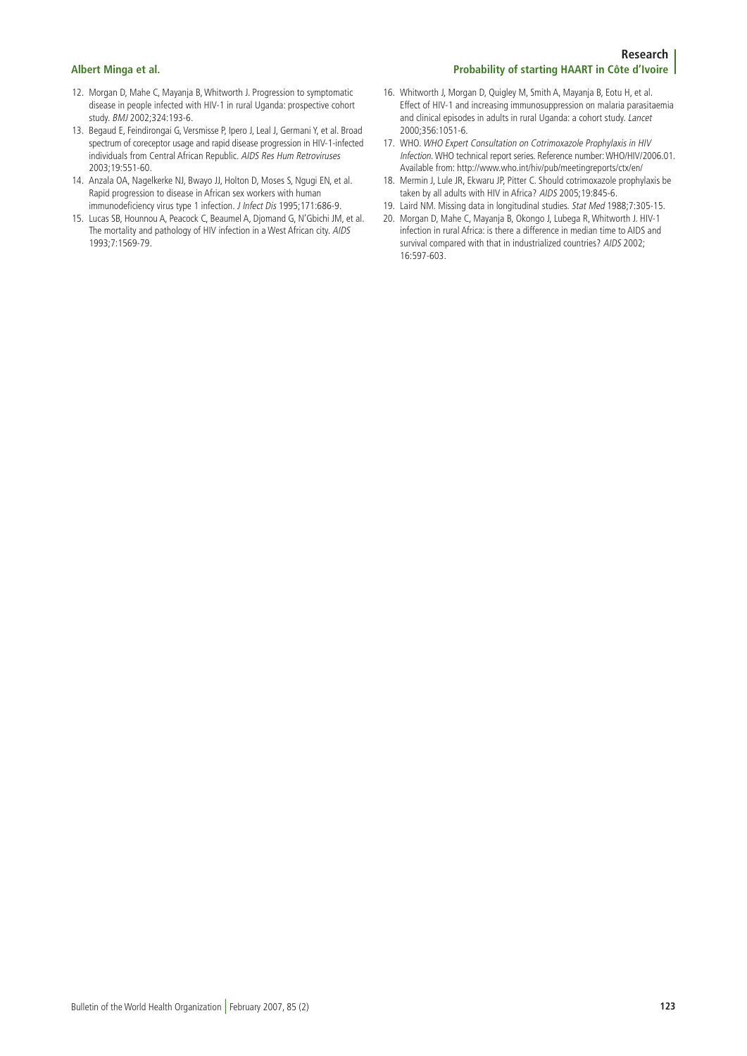12. Morgan D, Mahe C, Mayanja B, Whitworth J. Progression to symptomatic disease in people infected with HIV-1 in rural Uganda: prospective cohort study. *BMJ* 2002;324:193-6.
13. Begaud E, Feindirongai G, Versmisse P, Ipero J, Leal J, Germani Y, et al. Broad spectrum of coreceptor usage and rapid disease progression in HIV-1-infected individuals from Central African Republic. *AIDS Res Hum Retroviruses* 2003;19:551-60.
14. Anzala OA, Nagelkerke NJ, Bwayo JJ, Holton D, Moses S, Ngugi EN, et al. Rapid progression to disease in African sex workers with human immunodeficiency virus type 1 infection. *J Infect Dis* 1995;171:686-9.
15. Lucas SB, Hounnou A, Peacock C, Beaumel A, Djomand G, N'Gbichi JM, et al. The mortality and pathology of HIV infection in a West African city. *AIDS* 1993;7:1569-79.
16. Whitworth J, Morgan D, Quigley M, Smith A, Mayanja B, Eotu H, et al. Effect of HIV-1 and increasing immunosuppression on malaria parasitaemia and clinical episodes in adults in rural Uganda: a cohort study. *Lancet* 2000;356:1051-6.
17. WHO. *WHO Expert Consultation on Cotrimoxazole Prophylaxis in HIV Infection*. WHO technical report series. Reference number: WHO/HIV/2006.01. Available from: http://www.who.int/hiv/pub/meetingreports/ctx/en/
18. Mermin J, Lule JR, Ekwaru JP, Pitter C. Should cotrimoxazole prophylaxis be taken by all adults with HIV in Africa? *AIDS* 2005;19:845-6.
19. Laird NM. Missing data in longitudinal studies. *Stat Med* 1988;7:305-15.
20. Morgan D, Mahe C, Mayanja B, Okongo J, Lubega R, Whitworth J. HIV-1 infection in rural Africa: is there a difference in median time to AIDS and survival compared with that in industrialized countries? *AIDS* 2002; 16:597-603.